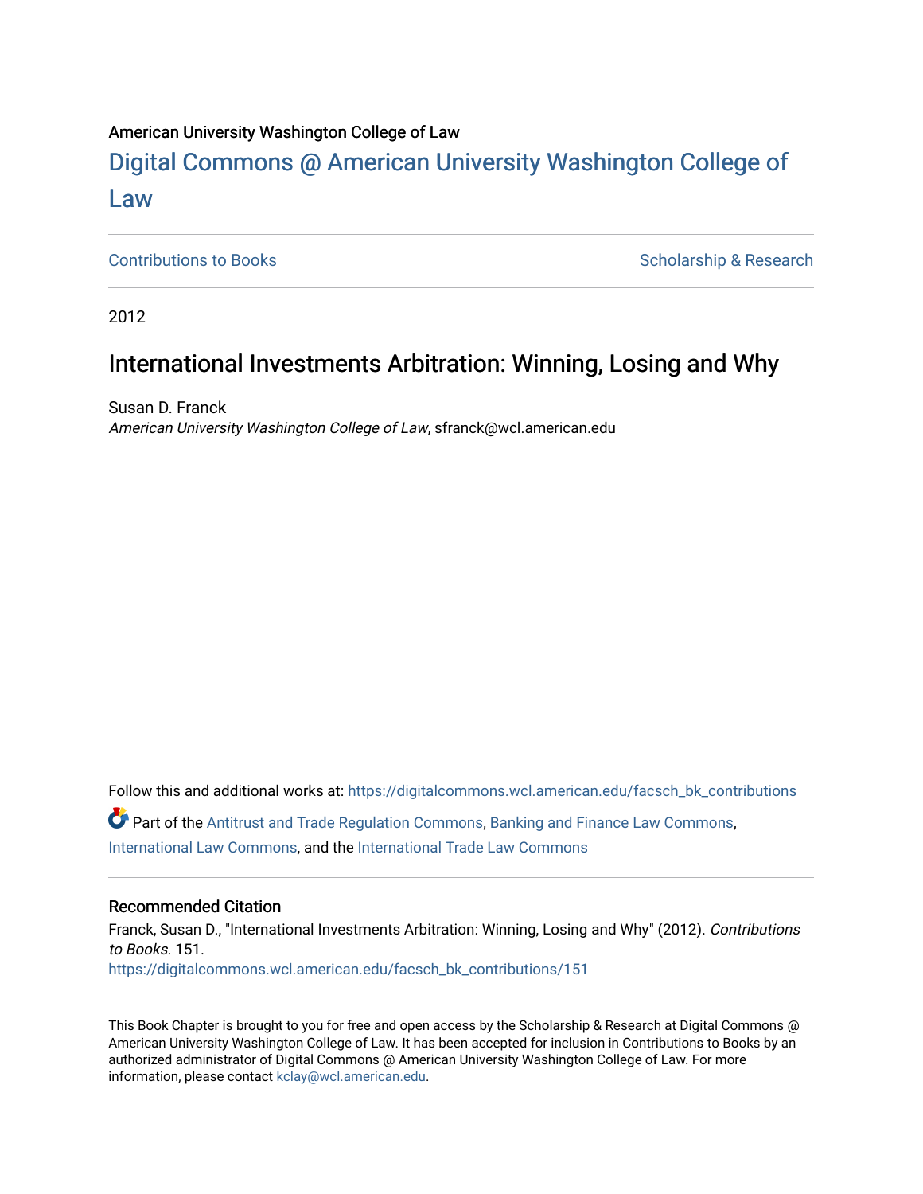American University Washington College of Law

# Digital Commons @ American University Washington College of Law

Contributions to Books | Scholarship & Research

2012

## International Investments Arbitration: Winning, Losing and Why

Susan D. Franck
*American University Washington College of Law*, sfranck@wcl.american.edu

Follow this and additional works at: https://digitalcommons.wcl.american.edu/facsch_bk_contributions

Part of the Antitrust and Trade Regulation Commons, Banking and Finance Law Commons, International Law Commons, and the International Trade Law Commons

### Recommended Citation

Franck, Susan D., "International Investments Arbitration: Winning, Losing and Why" (2012). *Contributions to Books*. 151.
https://digitalcommons.wcl.american.edu/facsch_bk_contributions/151

This Book Chapter is brought to you for free and open access by the Scholarship & Research at Digital Commons @ American University Washington College of Law. It has been accepted for inclusion in Contributions to Books by an authorized administrator of Digital Commons @ American University Washington College of Law. For more information, please contact kclay@wcl.american.edu.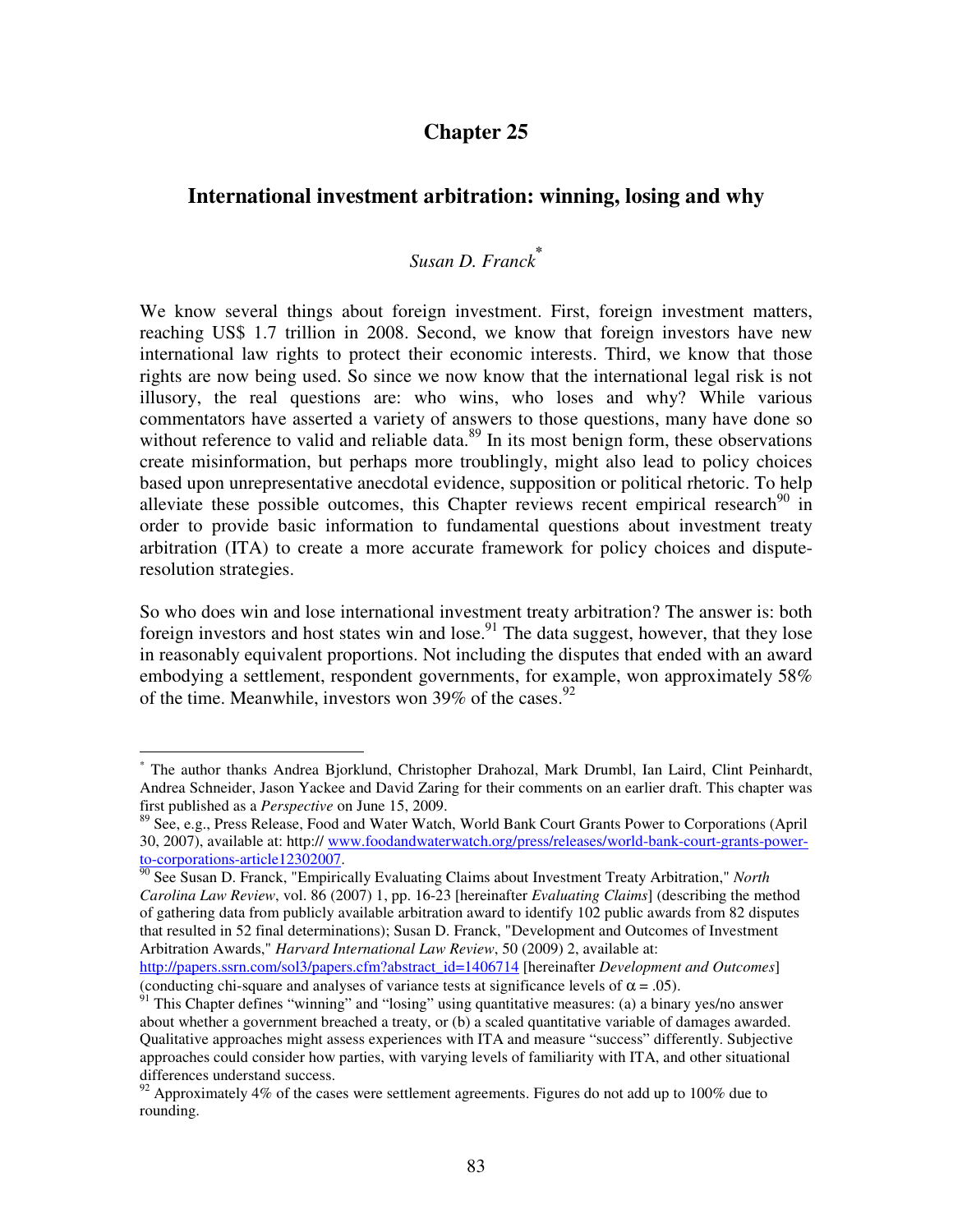# Chapter 25

## International investment arbitration: winning, losing and why

*Susan D. Franck*[*]

We know several things about foreign investment. First, foreign investment matters, reaching US$ 1.7 trillion in 2008. Second, we know that foreign investors have new international law rights to protect their economic interests. Third, we know that those rights are now being used. So since we now know that the international legal risk is not illusory, the real questions are: who wins, who loses and why? While various commentators have asserted a variety of answers to those questions, many have done so without reference to valid and reliable data.[89] In its most benign form, these observations create misinformation, but perhaps more troublingly, might also lead to policy choices based upon unrepresentative anecdotal evidence, supposition or political rhetoric. To help alleviate these possible outcomes, this Chapter reviews recent empirical research[90] in order to provide basic information to fundamental questions about investment treaty arbitration (ITA) to create a more accurate framework for policy choices and dispute-resolution strategies.

So who does win and lose international investment treaty arbitration? The answer is: both foreign investors and host states win and lose.[91] The data suggest, however, that they lose in reasonably equivalent proportions. Not including the disputes that ended with an award embodying a settlement, respondent governments, for example, won approximately 58% of the time. Meanwhile, investors won 39% of the cases.[92]

---

[*] The author thanks Andrea Bjorklund, Christopher Drahozal, Mark Drumbl, Ian Laird, Clint Peinhardt, Andrea Schneider, Jason Yackee and David Zaring for their comments on an earlier draft. This chapter was first published as a *Perspective* on June 15, 2009.

[89] See, e.g., Press Release, Food and Water Watch, World Bank Court Grants Power to Corporations (April 30, 2007), available at: http:// www.foodandwaterwatch.org/press/releases/world-bank-court-grants-power-to-corporations-article12302007.

[90] See Susan D. Franck, "Empirically Evaluating Claims about Investment Treaty Arbitration," *North Carolina Law Review*, vol. 86 (2007) 1, pp. 16-23 [hereinafter *Evaluating Claims*] (describing the method of gathering data from publicly available arbitration award to identify 102 public awards from 82 disputes that resulted in 52 final determinations); Susan D. Franck, "Development and Outcomes of Investment Arbitration Awards," *Harvard International Law Review*, 50 (2009) 2, available at: http://papers.ssrn.com/sol3/papers.cfm?abstract_id=1406714 [hereinafter *Development and Outcomes*] (conducting chi-square and analyses of variance tests at significance levels of $\alpha = .05$).

[91] This Chapter defines "winning" and "losing" using quantitative measures: (a) a binary yes/no answer about whether a government breached a treaty, or (b) a scaled quantitative variable of damages awarded. Qualitative approaches might assess experiences with ITA and measure "success" differently. Subjective approaches could consider how parties, with varying levels of familiarity with ITA, and other situational differences understand success.

[92] Approximately 4% of the cases were settlement agreements. Figures do not add up to 100% due to rounding.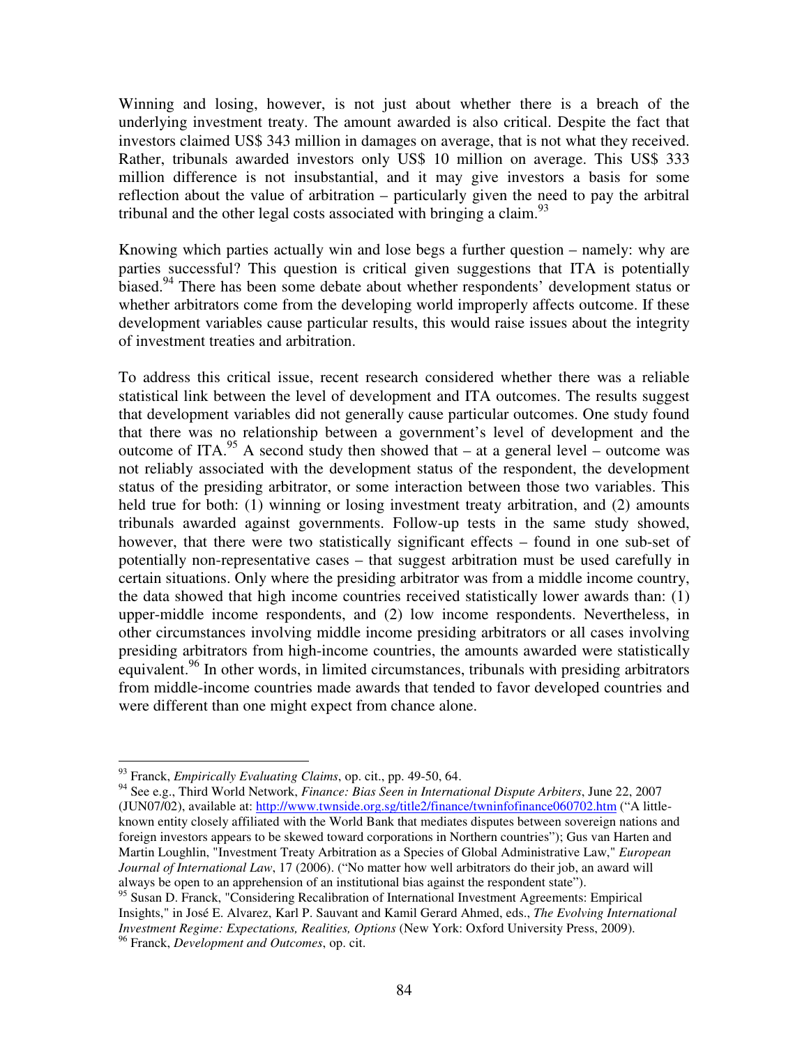Winning and losing, however, is not just about whether there is a breach of the underlying investment treaty. The amount awarded is also critical. Despite the fact that investors claimed US$ 343 million in damages on average, that is not what they received. Rather, tribunals awarded investors only US$ 10 million on average. This US$ 333 million difference is not insubstantial, and it may give investors a basis for some reflection about the value of arbitration – particularly given the need to pay the arbitral tribunal and the other legal costs associated with bringing a claim.[93]

Knowing which parties actually win and lose begs a further question – namely: why are parties successful? This question is critical given suggestions that ITA is potentially biased.[94] There has been some debate about whether respondents' development status or whether arbitrators come from the developing world improperly affects outcome. If these development variables cause particular results, this would raise issues about the integrity of investment treaties and arbitration.

To address this critical issue, recent research considered whether there was a reliable statistical link between the level of development and ITA outcomes. The results suggest that development variables did not generally cause particular outcomes. One study found that there was no relationship between a government's level of development and the outcome of ITA.[95] A second study then showed that – at a general level – outcome was not reliably associated with the development status of the respondent, the development status of the presiding arbitrator, or some interaction between those two variables. This held true for both: (1) winning or losing investment treaty arbitration, and (2) amounts tribunals awarded against governments. Follow-up tests in the same study showed, however, that there were two statistically significant effects – found in one sub-set of potentially non-representative cases – that suggest arbitration must be used carefully in certain situations. Only where the presiding arbitrator was from a middle income country, the data showed that high income countries received statistically lower awards than: (1) upper-middle income respondents, and (2) low income respondents. Nevertheless, in other circumstances involving middle income presiding arbitrators or all cases involving presiding arbitrators from high-income countries, the amounts awarded were statistically equivalent.[96] In other words, in limited circumstances, tribunals with presiding arbitrators from middle-income countries made awards that tended to favor developed countries and were different than one might expect from chance alone.

---

[93] Franck, *Empirically Evaluating Claims*, op. cit., pp. 49-50, 64.

[94] See e.g., Third World Network, *Finance: Bias Seen in International Dispute Arbiters*, June 22, 2007 (JUN07/02), available at: http://www.twnside.org.sg/title2/finance/twninfofinance060702.htm ("A little-known entity closely affiliated with the World Bank that mediates disputes between sovereign nations and foreign investors appears to be skewed toward corporations in Northern countries"); Gus van Harten and Martin Loughlin, "Investment Treaty Arbitration as a Species of Global Administrative Law," *European Journal of International Law*, 17 (2006). ("No matter how well arbitrators do their job, an award will always be open to an apprehension of an institutional bias against the respondent state").

[95] Susan D. Franck, "Considering Recalibration of International Investment Agreements: Empirical Insights," in José E. Alvarez, Karl P. Sauvant and Kamil Gerard Ahmed, eds., *The Evolving International Investment Regime: Expectations, Realities, Options* (New York: Oxford University Press, 2009).

[96] Franck, *Development and Outcomes*, op. cit.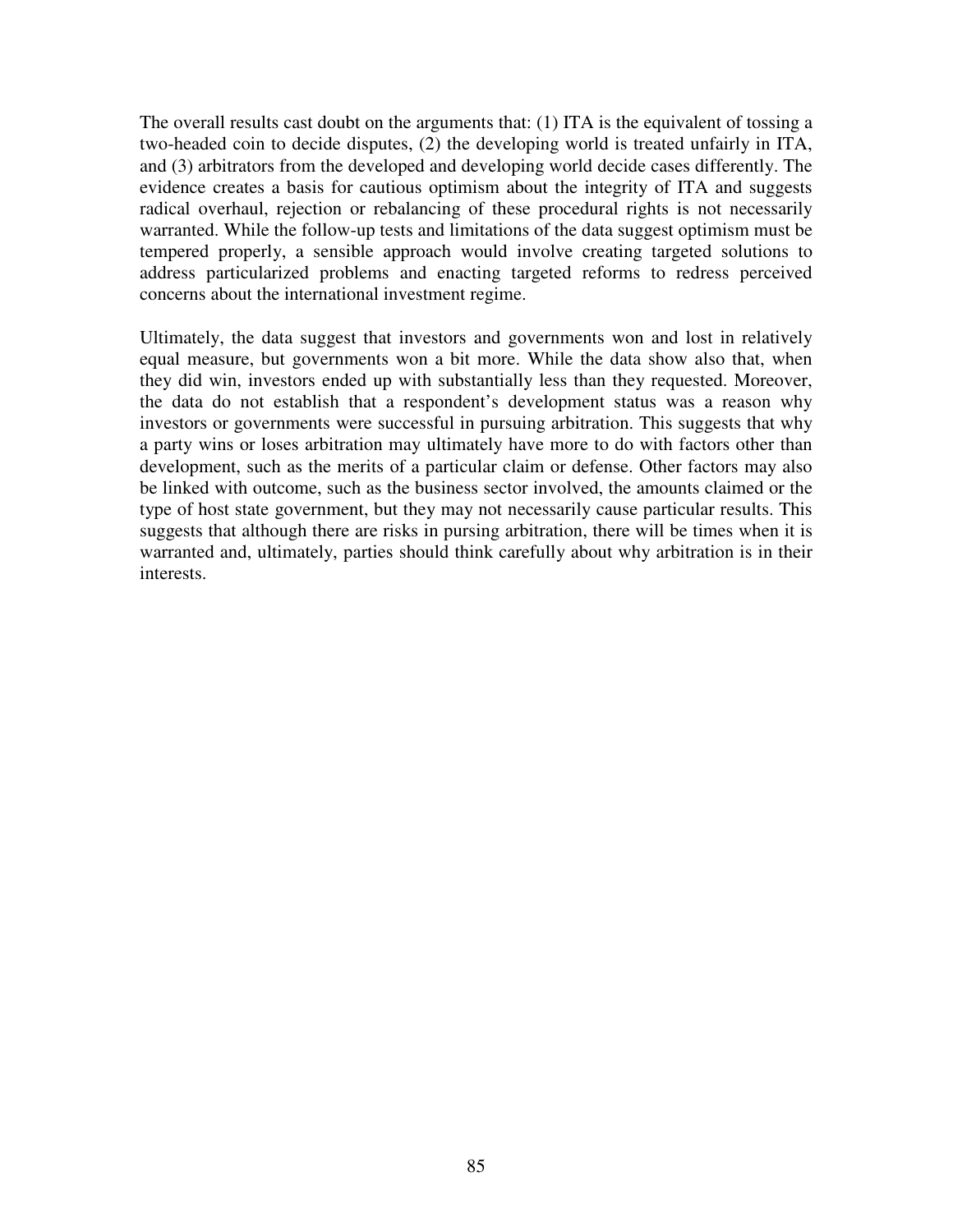The overall results cast doubt on the arguments that: (1) ITA is the equivalent of tossing a two-headed coin to decide disputes, (2) the developing world is treated unfairly in ITA, and (3) arbitrators from the developed and developing world decide cases differently. The evidence creates a basis for cautious optimism about the integrity of ITA and suggests radical overhaul, rejection or rebalancing of these procedural rights is not necessarily warranted. While the follow-up tests and limitations of the data suggest optimism must be tempered properly, a sensible approach would involve creating targeted solutions to address particularized problems and enacting targeted reforms to redress perceived concerns about the international investment regime.

Ultimately, the data suggest that investors and governments won and lost in relatively equal measure, but governments won a bit more. While the data show also that, when they did win, investors ended up with substantially less than they requested. Moreover, the data do not establish that a respondent's development status was a reason why investors or governments were successful in pursuing arbitration. This suggests that why a party wins or loses arbitration may ultimately have more to do with factors other than development, such as the merits of a particular claim or defense. Other factors may also be linked with outcome, such as the business sector involved, the amounts claimed or the type of host state government, but they may not necessarily cause particular results. This suggests that although there are risks in pursing arbitration, there will be times when it is warranted and, ultimately, parties should think carefully about why arbitration is in their interests.